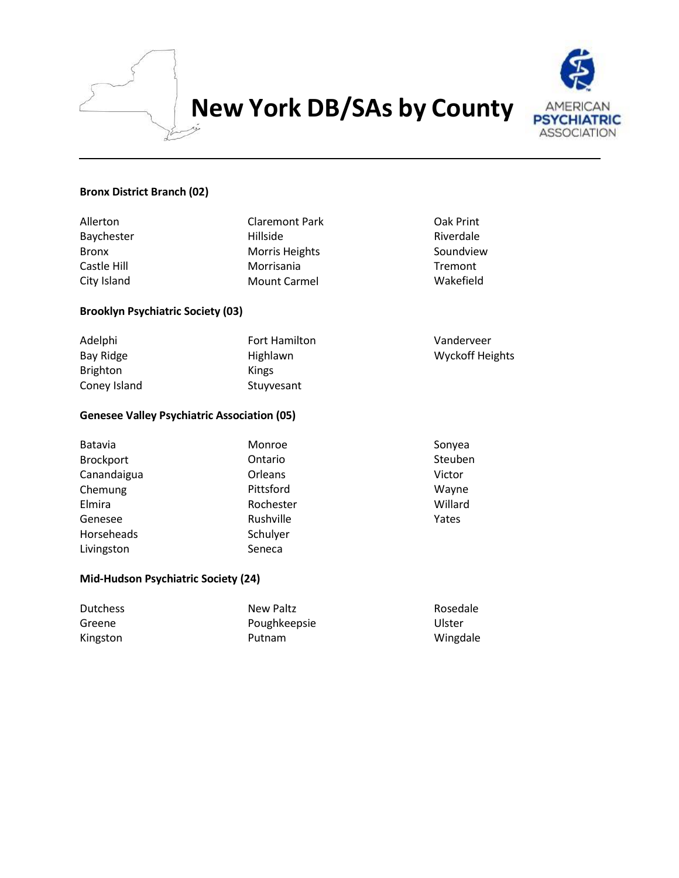# New York DB/SAs by County

**Bronx District Branch (02)**

Allerton
Baychester
Bronx
Castle Hill
City Island
Claremont Park
Hillside
Morris Heights
Morrisania
Mount Carmel
Oak Print
Riverdale
Soundview
Tremont
Wakefield

**Brooklyn Psychiatric Society (03)**

Adelphi
Bay Ridge
Brighton
Coney Island
Fort Hamilton
Highlawn
Kings
Stuyvesant
Vanderveer
Wyckoff Heights

**Genesee Valley Psychiatric Association (05)**

Batavia
Brockport
Canandaigua
Chemung
Elmira
Genesee
Horseheads
Livingston
Monroe
Ontario
Orleans
Pittsford
Rochester
Rushville
Schulyer
Seneca
Sonyea
Steuben
Victor
Wayne
Willard
Yates

**Mid-Hudson Psychiatric Society (24)**

Dutchess
Greene
Kingston
New Paltz
Poughkeepsie
Putnam
Rosedale
Ulster
Wingdale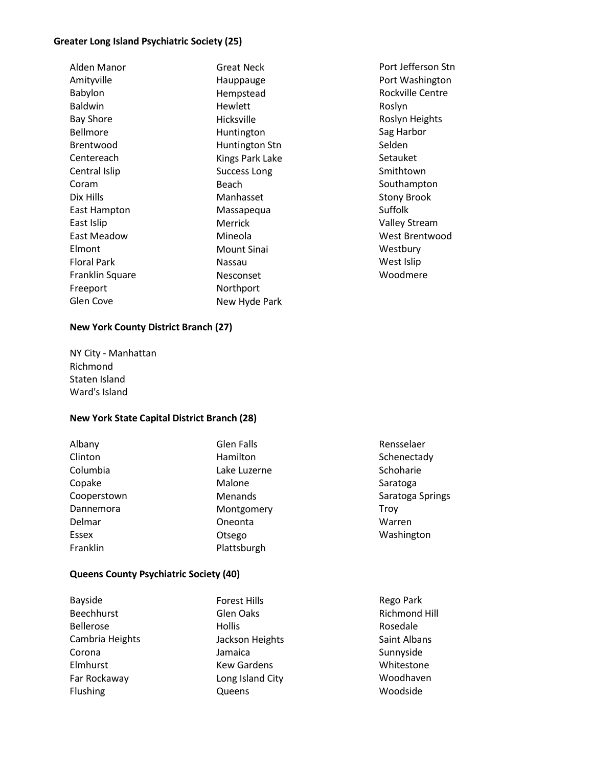**Greater Long Island Psychiatric Society (25)**

Alden Manor
Amityville
Babylon
Baldwin
Bay Shore
Bellmore
Brentwood
Centereach
Central Islip
Coram
Dix Hills
East Hampton
East Islip
East Meadow
Elmont
Floral Park
Franklin Square
Freeport
Glen Cove
Great Neck
Hauppauge
Hempstead
Hewlett
Hicksville
Huntington
Huntington Stn
Kings Park Lake
Success Long
Beach
Manhasset
Massapequa
Merrick
Mineola
Mount Sinai
Nassau
Nesconset
Northport
New Hyde Park
Port Jefferson Stn
Port Washington
Rockville Centre
Roslyn
Roslyn Heights
Sag Harbor
Selden
Setauket
Smithtown
Southampton
Stony Brook
Suffolk
Valley Stream
West Brentwood
Westbury
West Islip
Woodmere

**New York County District Branch (27)**

NY City - Manhattan
Richmond
Staten Island
Ward's Island

**New York State Capital District Branch (28)**

Albany
Clinton
Columbia
Copake
Cooperstown
Dannemora
Delmar
Essex
Franklin
Glen Falls
Hamilton
Lake Luzerne
Malone
Menands
Montgomery
Oneonta
Otsego
Plattsburgh
Rensselaer
Schenectady
Schoharie
Saratoga
Saratoga Springs
Troy
Warren
Washington

**Queens County Psychiatric Society (40)**

Bayside
Beechhurst
Bellerose
Cambria Heights
Corona
Elmhurst
Far Rockaway
Flushing
Forest Hills
Glen Oaks
Hollis
Jackson Heights
Jamaica
Kew Gardens
Long Island City
Queens
Rego Park
Richmond Hill
Rosedale
Saint Albans
Sunnyside
Whitestone
Woodhaven
Woodside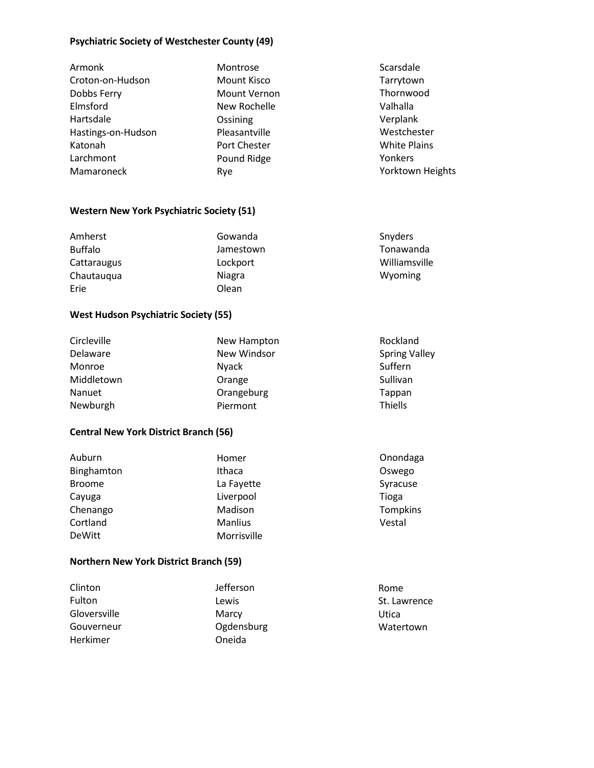**Psychiatric Society of Westchester County (49)**

Armonk
Croton-on-Hudson
Dobbs Ferry
Elmsford
Hartsdale
Hastings-on-Hudson
Katonah
Larchmont
Mamaroneck
Montrose
Mount Kisco
Mount Vernon
New Rochelle
Ossining
Pleasantville
Port Chester
Pound Ridge
Rye
Scarsdale
Tarrytown
Thornwood
Valhalla
Verplank
Westchester
White Plains
Yonkers
Yorktown Heights

**Western New York Psychiatric Society (51)**

Amherst
Buffalo
Cattaraugus
Chautauqua
Erie
Gowanda
Jamestown
Lockport
Niagra
Olean
Snyders
Tonawanda
Williamsville
Wyoming

**West Hudson Psychiatric Society (55)**

Circleville
Delaware
Monroe
Middletown
Nanuet
Newburgh
New Hampton
New Windsor
Nyack
Orange
Orangeburg
Piermont
Rockland
Spring Valley
Suffern
Sullivan
Tappan
Thiells

**Central New York District Branch (56)**

Auburn
Binghamton
Broome
Cayuga
Chenango
Cortland
DeWitt
Homer
Ithaca
La Fayette
Liverpool
Madison
Manlius
Morrisville
Onondaga
Oswego
Syracuse
Tioga
Tompkins
Vestal

**Northern New York District Branch (59)**

Clinton
Fulton
Gloversville
Gouverneur
Herkimer
Jefferson
Lewis
Marcy
Ogdensburg
Oneida
Rome
St. Lawrence
Utica
Watertown